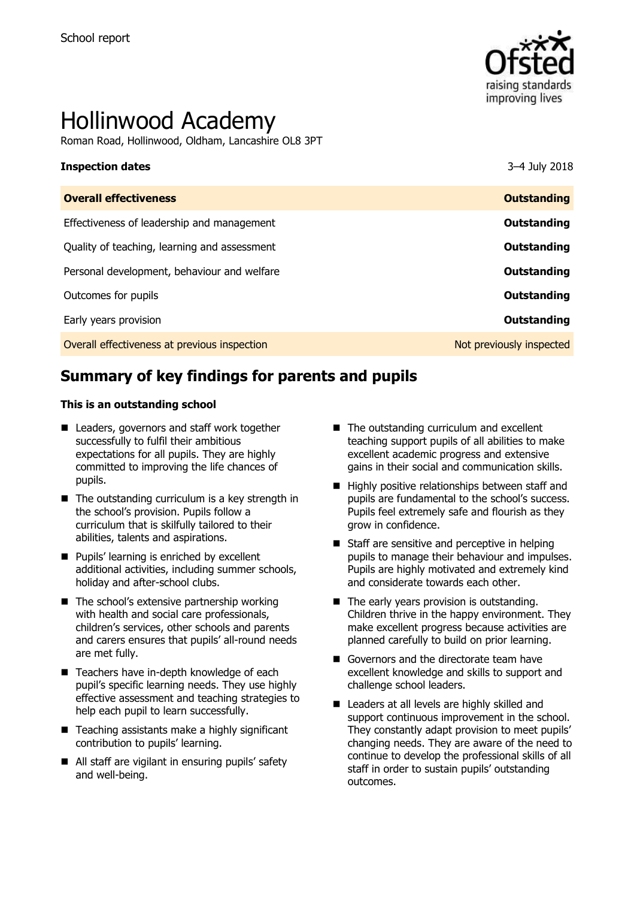School report

# Hollinwood Academy

Roman Road, Hollinwood, Oldham, Lancashire OL8 3PT

| **Inspection dates** | 3–4 July 2018 |
| --- | --- |
| **Overall effectiveness** | **Outstanding** |
| Effectiveness of leadership and management | **Outstanding** |
| Quality of teaching, learning and assessment | **Outstanding** |
| Personal development, behaviour and welfare | **Outstanding** |
| Outcomes for pupils | **Outstanding** |
| Early years provision | **Outstanding** |
| Overall effectiveness at previous inspection | Not previously inspected |

## Summary of key findings for parents and pupils

**This is an outstanding school**

- Leaders, governors and staff work together successfully to fulfil their ambitious expectations for all pupils. They are highly committed to improving the life chances of pupils.
- The outstanding curriculum is a key strength in the school's provision. Pupils follow a curriculum that is skilfully tailored to their abilities, talents and aspirations.
- Pupils' learning is enriched by excellent additional activities, including summer schools, holiday and after-school clubs.
- The school's extensive partnership working with health and social care professionals, children's services, other schools and parents and carers ensures that pupils' all-round needs are met fully.
- Teachers have in-depth knowledge of each pupil's specific learning needs. They use highly effective assessment and teaching strategies to help each pupil to learn successfully.
- Teaching assistants make a highly significant contribution to pupils' learning.
- All staff are vigilant in ensuring pupils' safety and well-being.
- The outstanding curriculum and excellent teaching support pupils of all abilities to make excellent academic progress and extensive gains in their social and communication skills.
- Highly positive relationships between staff and pupils are fundamental to the school's success. Pupils feel extremely safe and flourish as they grow in confidence.
- Staff are sensitive and perceptive in helping pupils to manage their behaviour and impulses. Pupils are highly motivated and extremely kind and considerate towards each other.
- The early years provision is outstanding. Children thrive in the happy environment. They make excellent progress because activities are planned carefully to build on prior learning.
- Governors and the directorate team have excellent knowledge and skills to support and challenge school leaders.
- Leaders at all levels are highly skilled and support continuous improvement in the school. They constantly adapt provision to meet pupils' changing needs. They are aware of the need to continue to develop the professional skills of all staff in order to sustain pupils' outstanding outcomes.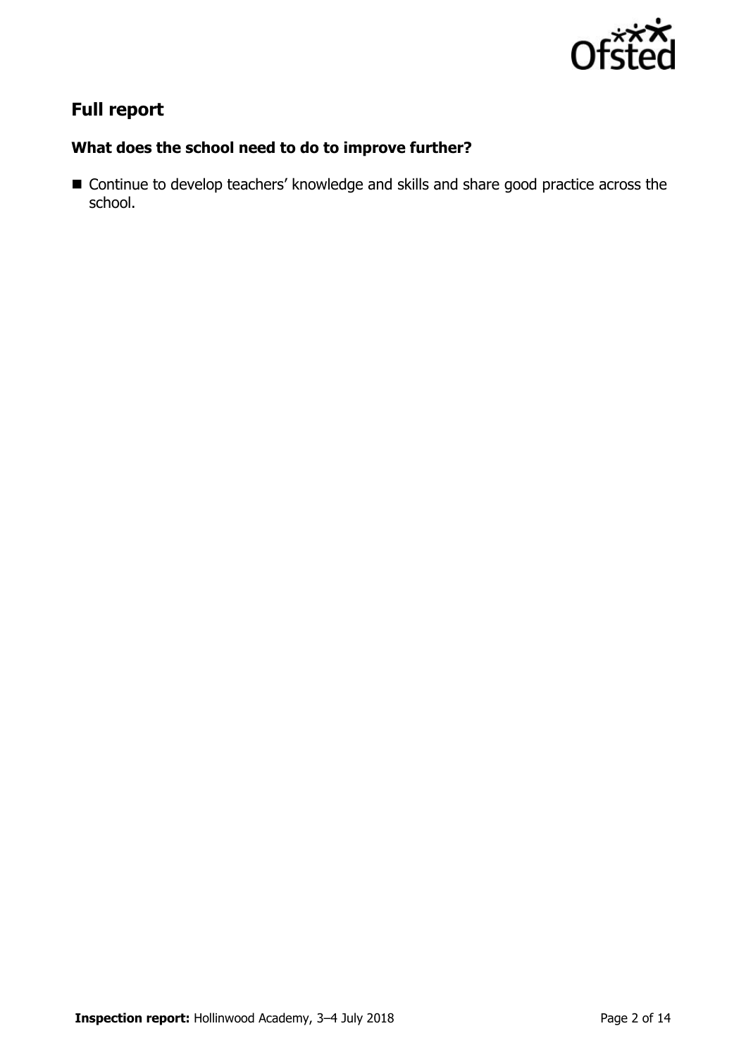## Full report

### What does the school need to do to improve further?

- Continue to develop teachers' knowledge and skills and share good practice across the school.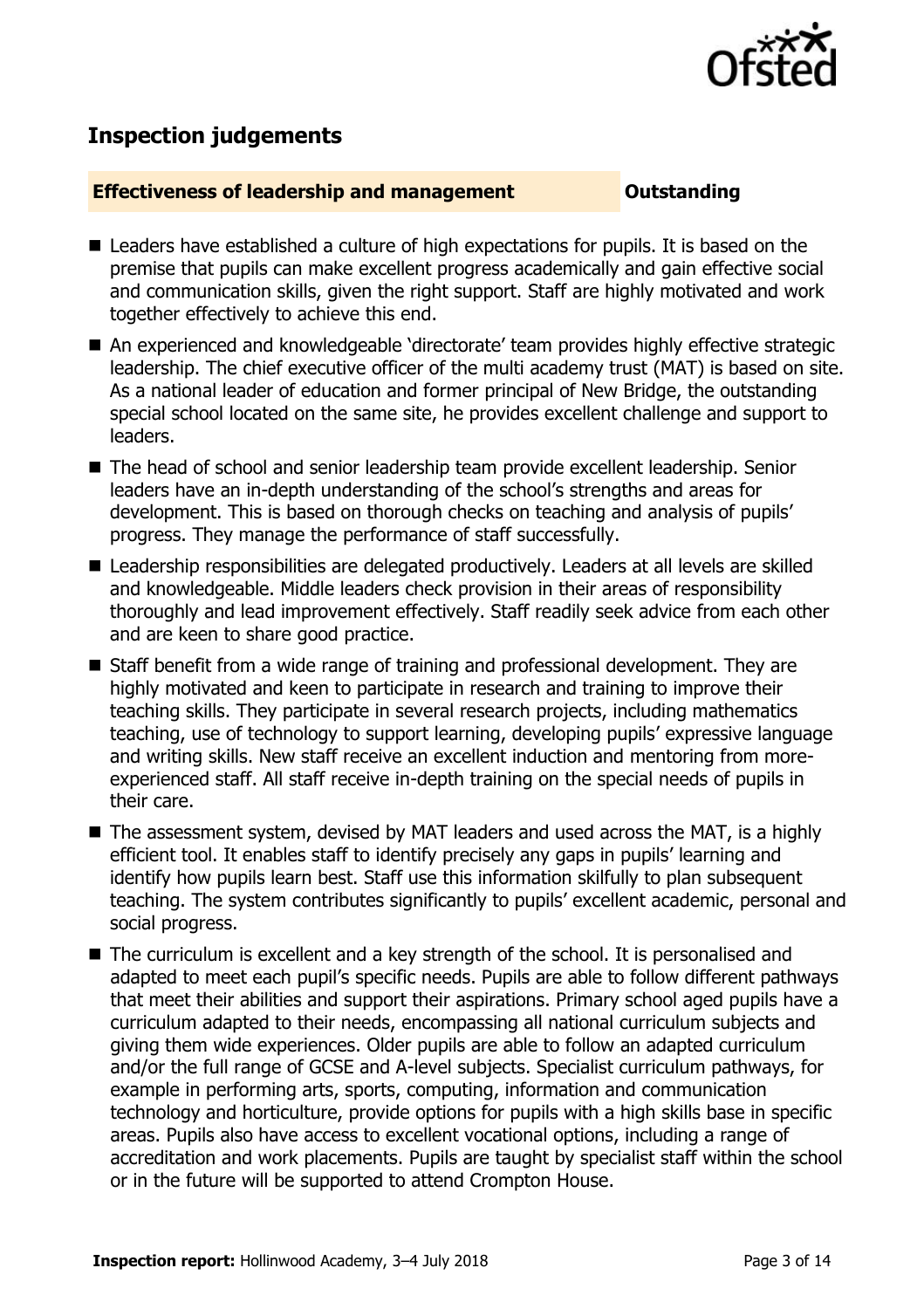## Inspection judgements

**Effectiveness of leadership and management** **Outstanding**

- Leaders have established a culture of high expectations for pupils. It is based on the premise that pupils can make excellent progress academically and gain effective social and communication skills, given the right support. Staff are highly motivated and work together effectively to achieve this end.
- An experienced and knowledgeable 'directorate' team provides highly effective strategic leadership. The chief executive officer of the multi academy trust (MAT) is based on site. As a national leader of education and former principal of New Bridge, the outstanding special school located on the same site, he provides excellent challenge and support to leaders.
- The head of school and senior leadership team provide excellent leadership. Senior leaders have an in-depth understanding of the school's strengths and areas for development. This is based on thorough checks on teaching and analysis of pupils' progress. They manage the performance of staff successfully.
- Leadership responsibilities are delegated productively. Leaders at all levels are skilled and knowledgeable. Middle leaders check provision in their areas of responsibility thoroughly and lead improvement effectively. Staff readily seek advice from each other and are keen to share good practice.
- Staff benefit from a wide range of training and professional development. They are highly motivated and keen to participate in research and training to improve their teaching skills. They participate in several research projects, including mathematics teaching, use of technology to support learning, developing pupils' expressive language and writing skills. New staff receive an excellent induction and mentoring from more-experienced staff. All staff receive in-depth training on the special needs of pupils in their care.
- The assessment system, devised by MAT leaders and used across the MAT, is a highly efficient tool. It enables staff to identify precisely any gaps in pupils' learning and identify how pupils learn best. Staff use this information skilfully to plan subsequent teaching. The system contributes significantly to pupils' excellent academic, personal and social progress.
- The curriculum is excellent and a key strength of the school. It is personalised and adapted to meet each pupil's specific needs. Pupils are able to follow different pathways that meet their abilities and support their aspirations. Primary school aged pupils have a curriculum adapted to their needs, encompassing all national curriculum subjects and giving them wide experiences. Older pupils are able to follow an adapted curriculum and/or the full range of GCSE and A-level subjects. Specialist curriculum pathways, for example in performing arts, sports, computing, information and communication technology and horticulture, provide options for pupils with a high skills base in specific areas. Pupils also have access to excellent vocational options, including a range of accreditation and work placements. Pupils are taught by specialist staff within the school or in the future will be supported to attend Crompton House.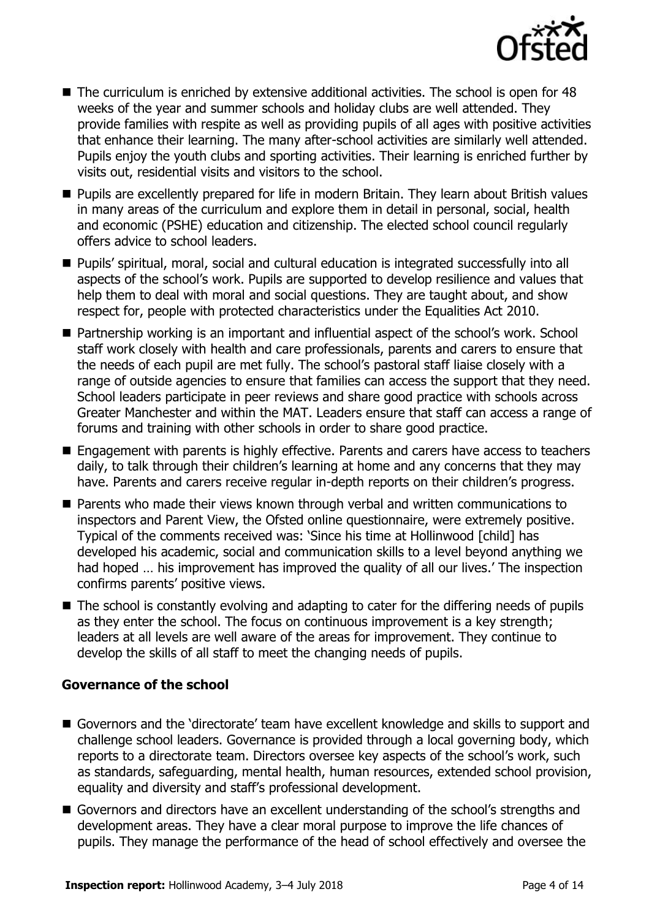- The curriculum is enriched by extensive additional activities. The school is open for 48 weeks of the year and summer schools and holiday clubs are well attended. They provide families with respite as well as providing pupils of all ages with positive activities that enhance their learning. The many after-school activities are similarly well attended. Pupils enjoy the youth clubs and sporting activities. Their learning is enriched further by visits out, residential visits and visitors to the school.
- Pupils are excellently prepared for life in modern Britain. They learn about British values in many areas of the curriculum and explore them in detail in personal, social, health and economic (PSHE) education and citizenship. The elected school council regularly offers advice to school leaders.
- Pupils' spiritual, moral, social and cultural education is integrated successfully into all aspects of the school's work. Pupils are supported to develop resilience and values that help them to deal with moral and social questions. They are taught about, and show respect for, people with protected characteristics under the Equalities Act 2010.
- Partnership working is an important and influential aspect of the school's work. School staff work closely with health and care professionals, parents and carers to ensure that the needs of each pupil are met fully. The school's pastoral staff liaise closely with a range of outside agencies to ensure that families can access the support that they need. School leaders participate in peer reviews and share good practice with schools across Greater Manchester and within the MAT. Leaders ensure that staff can access a range of forums and training with other schools in order to share good practice.
- Engagement with parents is highly effective. Parents and carers have access to teachers daily, to talk through their children's learning at home and any concerns that they may have. Parents and carers receive regular in-depth reports on their children's progress.
- Parents who made their views known through verbal and written communications to inspectors and Parent View, the Ofsted online questionnaire, were extremely positive. Typical of the comments received was: 'Since his time at Hollinwood [child] has developed his academic, social and communication skills to a level beyond anything we had hoped … his improvement has improved the quality of all our lives.' The inspection confirms parents' positive views.
- The school is constantly evolving and adapting to cater for the differing needs of pupils as they enter the school. The focus on continuous improvement is a key strength; leaders at all levels are well aware of the areas for improvement. They continue to develop the skills of all staff to meet the changing needs of pupils.

**Governance of the school**

- Governors and the 'directorate' team have excellent knowledge and skills to support and challenge school leaders. Governance is provided through a local governing body, which reports to a directorate team. Directors oversee key aspects of the school's work, such as standards, safeguarding, mental health, human resources, extended school provision, equality and diversity and staff's professional development.
- Governors and directors have an excellent understanding of the school's strengths and development areas. They have a clear moral purpose to improve the life chances of pupils. They manage the performance of the head of school effectively and oversee the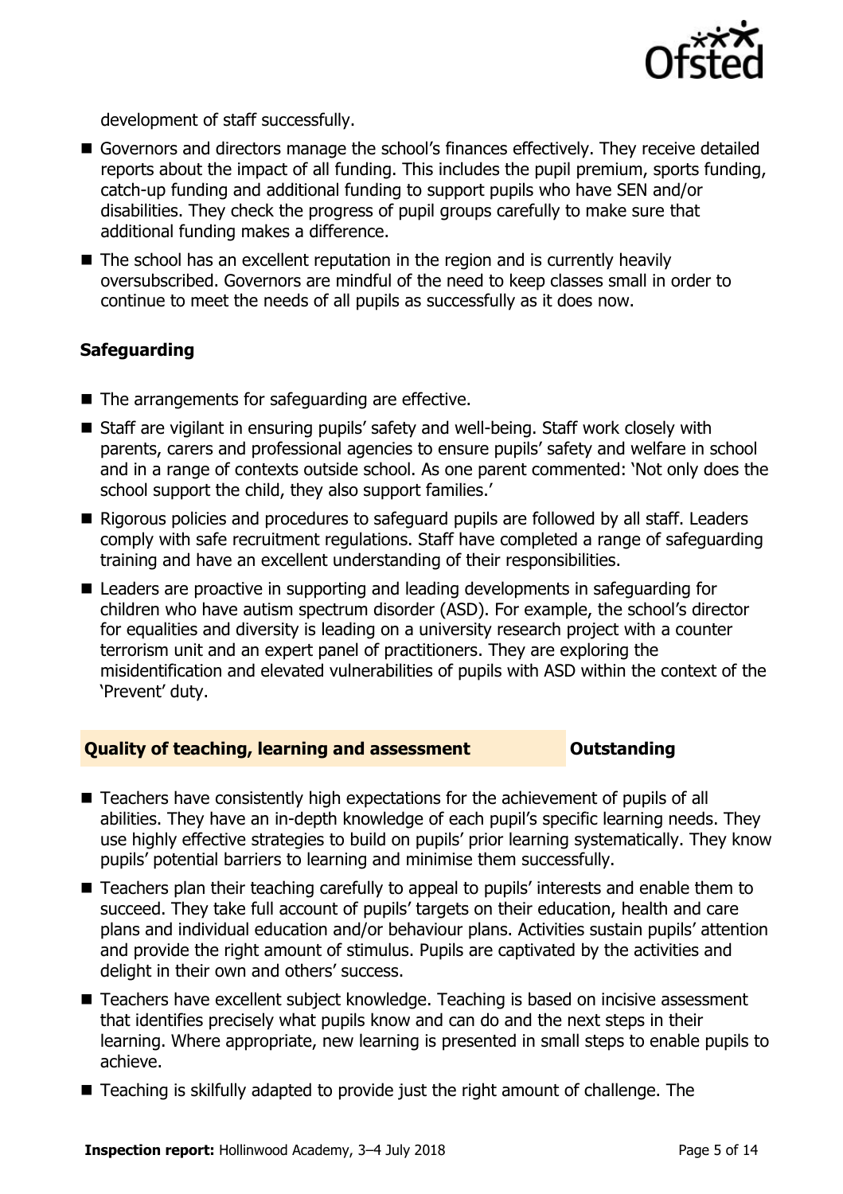development of staff successfully.

- Governors and directors manage the school's finances effectively. They receive detailed reports about the impact of all funding. This includes the pupil premium, sports funding, catch-up funding and additional funding to support pupils who have SEN and/or disabilities. They check the progress of pupil groups carefully to make sure that additional funding makes a difference.
- The school has an excellent reputation in the region and is currently heavily oversubscribed. Governors are mindful of the need to keep classes small in order to continue to meet the needs of all pupils as successfully as it does now.

### Safeguarding

- The arrangements for safeguarding are effective.
- Staff are vigilant in ensuring pupils' safety and well-being. Staff work closely with parents, carers and professional agencies to ensure pupils' safety and welfare in school and in a range of contexts outside school. As one parent commented: 'Not only does the school support the child, they also support families.'
- Rigorous policies and procedures to safeguard pupils are followed by all staff. Leaders comply with safe recruitment regulations. Staff have completed a range of safeguarding training and have an excellent understanding of their responsibilities.
- Leaders are proactive in supporting and leading developments in safeguarding for children who have autism spectrum disorder (ASD). For example, the school's director for equalities and diversity is leading on a university research project with a counter terrorism unit and an expert panel of practitioners. They are exploring the misidentification and elevated vulnerabilities of pupils with ASD within the context of the 'Prevent' duty.

### Quality of teaching, learning and assessment — Outstanding

- Teachers have consistently high expectations for the achievement of pupils of all abilities. They have an in-depth knowledge of each pupil's specific learning needs. They use highly effective strategies to build on pupils' prior learning systematically. They know pupils' potential barriers to learning and minimise them successfully.
- Teachers plan their teaching carefully to appeal to pupils' interests and enable them to succeed. They take full account of pupils' targets on their education, health and care plans and individual education and/or behaviour plans. Activities sustain pupils' attention and provide the right amount of stimulus. Pupils are captivated by the activities and delight in their own and others' success.
- Teachers have excellent subject knowledge. Teaching is based on incisive assessment that identifies precisely what pupils know and can do and the next steps in their learning. Where appropriate, new learning is presented in small steps to enable pupils to achieve.
- Teaching is skilfully adapted to provide just the right amount of challenge. The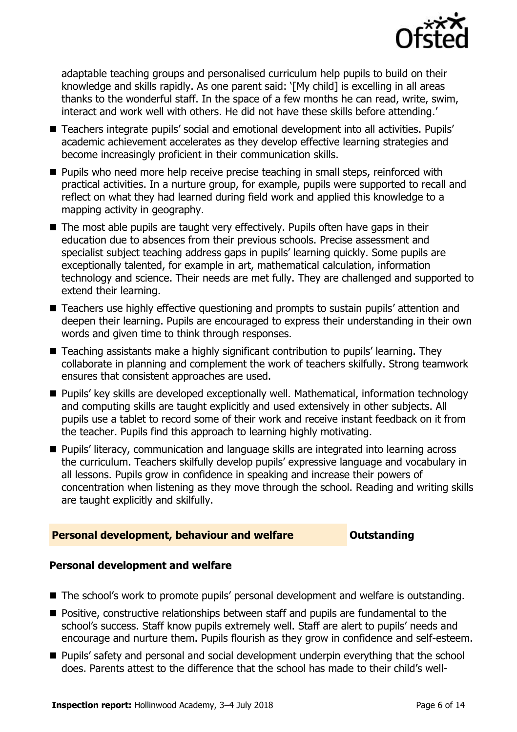adaptable teaching groups and personalised curriculum help pupils to build on their knowledge and skills rapidly. As one parent said: '[My child] is excelling in all areas thanks to the wonderful staff. In the space of a few months he can read, write, swim, interact and work well with others. He did not have these skills before attending.'

- Teachers integrate pupils' social and emotional development into all activities. Pupils' academic achievement accelerates as they develop effective learning strategies and become increasingly proficient in their communication skills.
- Pupils who need more help receive precise teaching in small steps, reinforced with practical activities. In a nurture group, for example, pupils were supported to recall and reflect on what they had learned during field work and applied this knowledge to a mapping activity in geography.
- The most able pupils are taught very effectively. Pupils often have gaps in their education due to absences from their previous schools. Precise assessment and specialist subject teaching address gaps in pupils' learning quickly. Some pupils are exceptionally talented, for example in art, mathematical calculation, information technology and science. Their needs are met fully. They are challenged and supported to extend their learning.
- Teachers use highly effective questioning and prompts to sustain pupils' attention and deepen their learning. Pupils are encouraged to express their understanding in their own words and given time to think through responses.
- Teaching assistants make a highly significant contribution to pupils' learning. They collaborate in planning and complement the work of teachers skilfully. Strong teamwork ensures that consistent approaches are used.
- Pupils' key skills are developed exceptionally well. Mathematical, information technology and computing skills are taught explicitly and used extensively in other subjects. All pupils use a tablet to record some of their work and receive instant feedback on it from the teacher. Pupils find this approach to learning highly motivating.
- Pupils' literacy, communication and language skills are integrated into learning across the curriculum. Teachers skilfully develop pupils' expressive language and vocabulary in all lessons. Pupils grow in confidence in speaking and increase their powers of concentration when listening as they move through the school. Reading and writing skills are taught explicitly and skilfully.

## Personal development, behaviour and welfare — Outstanding

### Personal development and welfare

- The school's work to promote pupils' personal development and welfare is outstanding.
- Positive, constructive relationships between staff and pupils are fundamental to the school's success. Staff know pupils extremely well. Staff are alert to pupils' needs and encourage and nurture them. Pupils flourish as they grow in confidence and self-esteem.
- Pupils' safety and personal and social development underpin everything that the school does. Parents attest to the difference that the school has made to their child's well-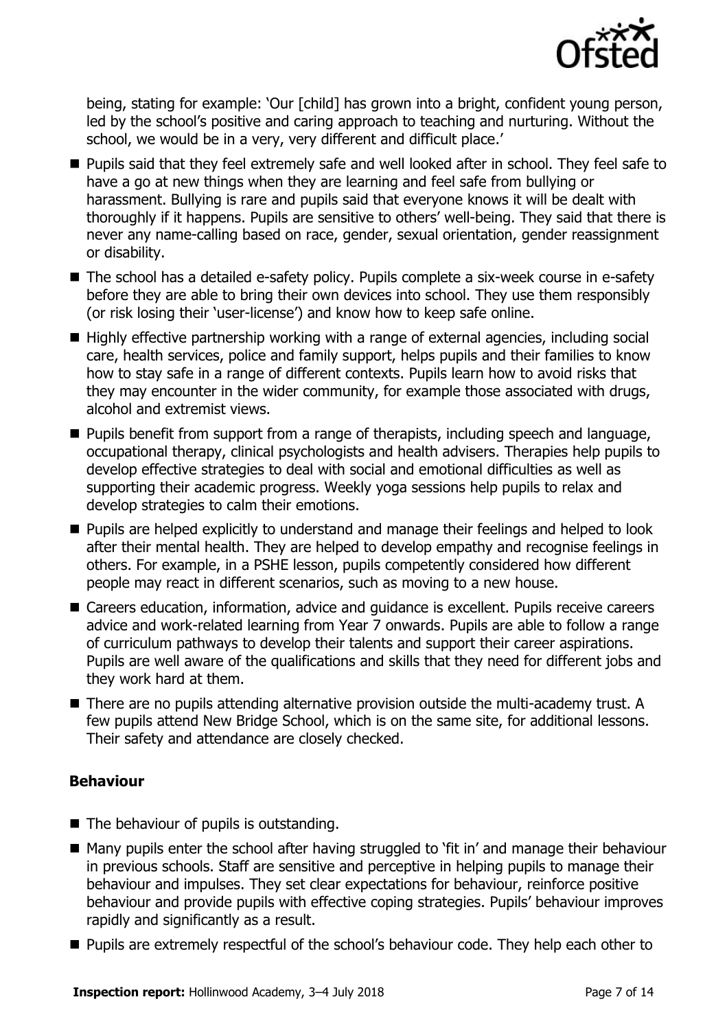being, stating for example: 'Our [child] has grown into a bright, confident young person, led by the school's positive and caring approach to teaching and nurturing. Without the school, we would be in a very, very different and difficult place.'

- Pupils said that they feel extremely safe and well looked after in school. They feel safe to have a go at new things when they are learning and feel safe from bullying or harassment. Bullying is rare and pupils said that everyone knows it will be dealt with thoroughly if it happens. Pupils are sensitive to others' well-being. They said that there is never any name-calling based on race, gender, sexual orientation, gender reassignment or disability.
- The school has a detailed e-safety policy. Pupils complete a six-week course in e-safety before they are able to bring their own devices into school. They use them responsibly (or risk losing their 'user-license') and know how to keep safe online.
- Highly effective partnership working with a range of external agencies, including social care, health services, police and family support, helps pupils and their families to know how to stay safe in a range of different contexts. Pupils learn how to avoid risks that they may encounter in the wider community, for example those associated with drugs, alcohol and extremist views.
- Pupils benefit from support from a range of therapists, including speech and language, occupational therapy, clinical psychologists and health advisers. Therapies help pupils to develop effective strategies to deal with social and emotional difficulties as well as supporting their academic progress. Weekly yoga sessions help pupils to relax and develop strategies to calm their emotions.
- Pupils are helped explicitly to understand and manage their feelings and helped to look after their mental health. They are helped to develop empathy and recognise feelings in others. For example, in a PSHE lesson, pupils competently considered how different people may react in different scenarios, such as moving to a new house.
- Careers education, information, advice and guidance is excellent. Pupils receive careers advice and work-related learning from Year 7 onwards. Pupils are able to follow a range of curriculum pathways to develop their talents and support their career aspirations. Pupils are well aware of the qualifications and skills that they need for different jobs and they work hard at them.
- There are no pupils attending alternative provision outside the multi-academy trust. A few pupils attend New Bridge School, which is on the same site, for additional lessons. Their safety and attendance are closely checked.

### Behaviour

- The behaviour of pupils is outstanding.
- Many pupils enter the school after having struggled to 'fit in' and manage their behaviour in previous schools. Staff are sensitive and perceptive in helping pupils to manage their behaviour and impulses. They set clear expectations for behaviour, reinforce positive behaviour and provide pupils with effective coping strategies. Pupils' behaviour improves rapidly and significantly as a result.
- Pupils are extremely respectful of the school's behaviour code. They help each other to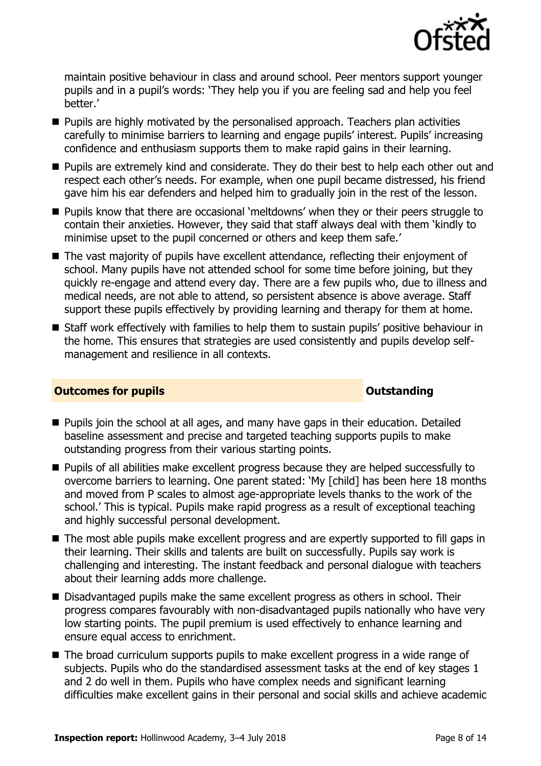maintain positive behaviour in class and around school. Peer mentors support younger pupils and in a pupil's words: 'They help you if you are feeling sad and help you feel better.'

- Pupils are highly motivated by the personalised approach. Teachers plan activities carefully to minimise barriers to learning and engage pupils' interest. Pupils' increasing confidence and enthusiasm supports them to make rapid gains in their learning.
- Pupils are extremely kind and considerate. They do their best to help each other out and respect each other's needs. For example, when one pupil became distressed, his friend gave him his ear defenders and helped him to gradually join in the rest of the lesson.
- Pupils know that there are occasional 'meltdowns' when they or their peers struggle to contain their anxieties. However, they said that staff always deal with them 'kindly to minimise upset to the pupil concerned or others and keep them safe.'
- The vast majority of pupils have excellent attendance, reflecting their enjoyment of school. Many pupils have not attended school for some time before joining, but they quickly re-engage and attend every day. There are a few pupils who, due to illness and medical needs, are not able to attend, so persistent absence is above average. Staff support these pupils effectively by providing learning and therapy for them at home.
- Staff work effectively with families to help them to sustain pupils' positive behaviour in the home. This ensures that strategies are used consistently and pupils develop self-management and resilience in all contexts.

## Outcomes for pupils — Outstanding

- Pupils join the school at all ages, and many have gaps in their education. Detailed baseline assessment and precise and targeted teaching supports pupils to make outstanding progress from their various starting points.
- Pupils of all abilities make excellent progress because they are helped successfully to overcome barriers to learning. One parent stated: 'My [child] has been here 18 months and moved from P scales to almost age-appropriate levels thanks to the work of the school.' This is typical. Pupils make rapid progress as a result of exceptional teaching and highly successful personal development.
- The most able pupils make excellent progress and are expertly supported to fill gaps in their learning. Their skills and talents are built on successfully. Pupils say work is challenging and interesting. The instant feedback and personal dialogue with teachers about their learning adds more challenge.
- Disadvantaged pupils make the same excellent progress as others in school. Their progress compares favourably with non-disadvantaged pupils nationally who have very low starting points. The pupil premium is used effectively to enhance learning and ensure equal access to enrichment.
- The broad curriculum supports pupils to make excellent progress in a wide range of subjects. Pupils who do the standardised assessment tasks at the end of key stages 1 and 2 do well in them. Pupils who have complex needs and significant learning difficulties make excellent gains in their personal and social skills and achieve academic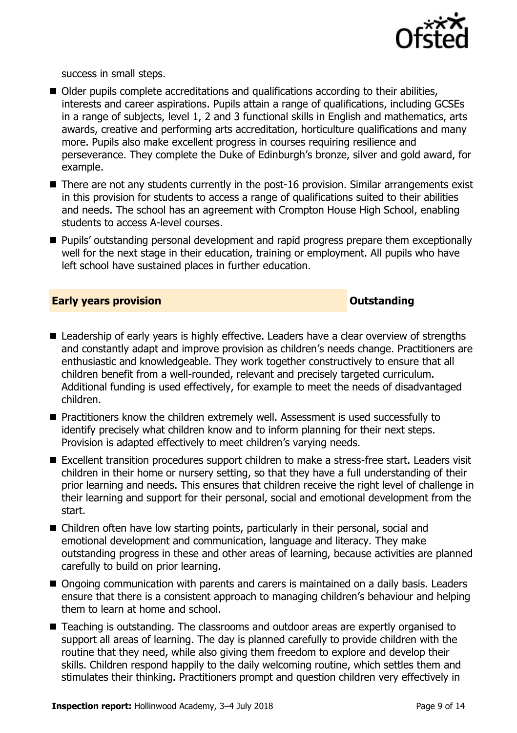success in small steps.

- Older pupils complete accreditations and qualifications according to their abilities, interests and career aspirations. Pupils attain a range of qualifications, including GCSEs in a range of subjects, level 1, 2 and 3 functional skills in English and mathematics, arts awards, creative and performing arts accreditation, horticulture qualifications and many more. Pupils also make excellent progress in courses requiring resilience and perseverance. They complete the Duke of Edinburgh's bronze, silver and gold award, for example.
- There are not any students currently in the post-16 provision. Similar arrangements exist in this provision for students to access a range of qualifications suited to their abilities and needs. The school has an agreement with Crompton House High School, enabling students to access A-level courses.
- Pupils' outstanding personal development and rapid progress prepare them exceptionally well for the next stage in their education, training or employment. All pupils who have left school have sustained places in further education.

## Early years provision — Outstanding

- Leadership of early years is highly effective. Leaders have a clear overview of strengths and constantly adapt and improve provision as children's needs change. Practitioners are enthusiastic and knowledgeable. They work together constructively to ensure that all children benefit from a well-rounded, relevant and precisely targeted curriculum. Additional funding is used effectively, for example to meet the needs of disadvantaged children.
- Practitioners know the children extremely well. Assessment is used successfully to identify precisely what children know and to inform planning for their next steps. Provision is adapted effectively to meet children's varying needs.
- Excellent transition procedures support children to make a stress-free start. Leaders visit children in their home or nursery setting, so that they have a full understanding of their prior learning and needs. This ensures that children receive the right level of challenge in their learning and support for their personal, social and emotional development from the start.
- Children often have low starting points, particularly in their personal, social and emotional development and communication, language and literacy. They make outstanding progress in these and other areas of learning, because activities are planned carefully to build on prior learning.
- Ongoing communication with parents and carers is maintained on a daily basis. Leaders ensure that there is a consistent approach to managing children's behaviour and helping them to learn at home and school.
- Teaching is outstanding. The classrooms and outdoor areas are expertly organised to support all areas of learning. The day is planned carefully to provide children with the routine that they need, while also giving them freedom to explore and develop their skills. Children respond happily to the daily welcoming routine, which settles them and stimulates their thinking. Practitioners prompt and question children very effectively in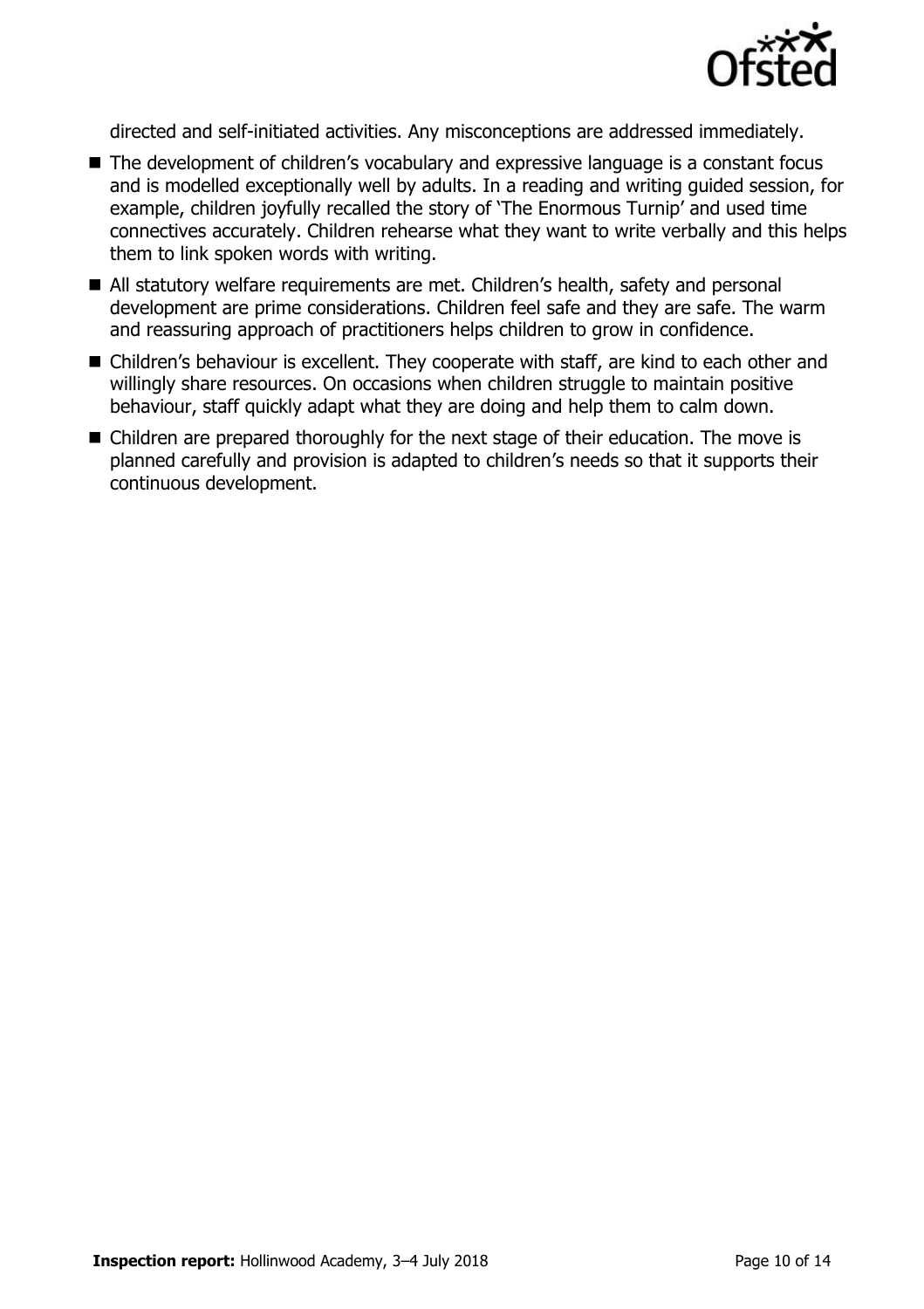directed and self-initiated activities. Any misconceptions are addressed immediately.

- The development of children's vocabulary and expressive language is a constant focus and is modelled exceptionally well by adults. In a reading and writing guided session, for example, children joyfully recalled the story of 'The Enormous Turnip' and used time connectives accurately. Children rehearse what they want to write verbally and this helps them to link spoken words with writing.
- All statutory welfare requirements are met. Children's health, safety and personal development are prime considerations. Children feel safe and they are safe. The warm and reassuring approach of practitioners helps children to grow in confidence.
- Children's behaviour is excellent. They cooperate with staff, are kind to each other and willingly share resources. On occasions when children struggle to maintain positive behaviour, staff quickly adapt what they are doing and help them to calm down.
- Children are prepared thoroughly for the next stage of their education. The move is planned carefully and provision is adapted to children's needs so that it supports their continuous development.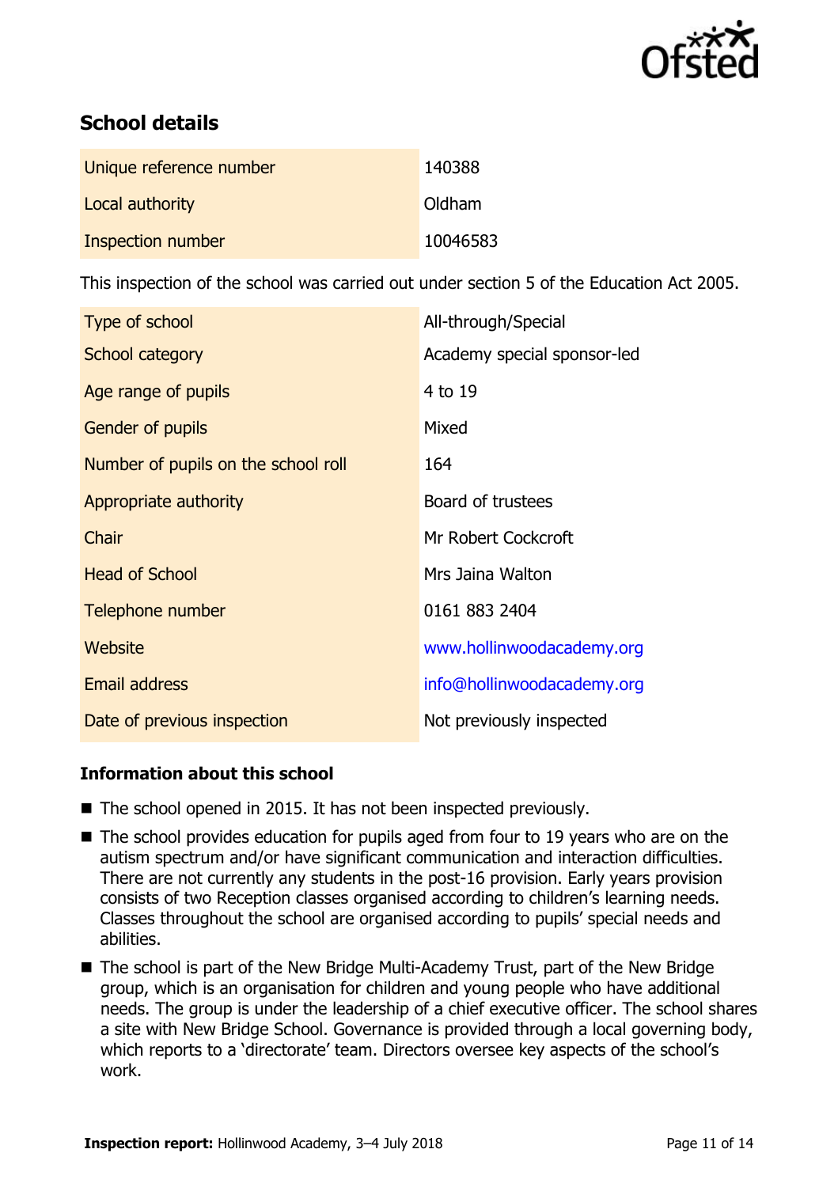## School details

| | |
|---|---|
| Unique reference number | 140388 |
| Local authority | Oldham |
| Inspection number | 10046583 |

This inspection of the school was carried out under section 5 of the Education Act 2005.

| | |
|---|---|
| Type of school | All-through/Special |
| School category | Academy special sponsor-led |
| Age range of pupils | 4 to 19 |
| Gender of pupils | Mixed |
| Number of pupils on the school roll | 164 |
| Appropriate authority | Board of trustees |
| Chair | Mr Robert Cockcroft |
| Head of School | Mrs Jaina Walton |
| Telephone number | 0161 883 2404 |
| Website | www.hollinwoodacademy.org |
| Email address | info@hollinwoodacademy.org |
| Date of previous inspection | Not previously inspected |

### Information about this school

- The school opened in 2015. It has not been inspected previously.
- The school provides education for pupils aged from four to 19 years who are on the autism spectrum and/or have significant communication and interaction difficulties. There are not currently any students in the post-16 provision. Early years provision consists of two Reception classes organised according to children's learning needs. Classes throughout the school are organised according to pupils' special needs and abilities.
- The school is part of the New Bridge Multi-Academy Trust, part of the New Bridge group, which is an organisation for children and young people who have additional needs. The group is under the leadership of a chief executive officer. The school shares a site with New Bridge School. Governance is provided through a local governing body, which reports to a 'directorate' team. Directors oversee key aspects of the school's work.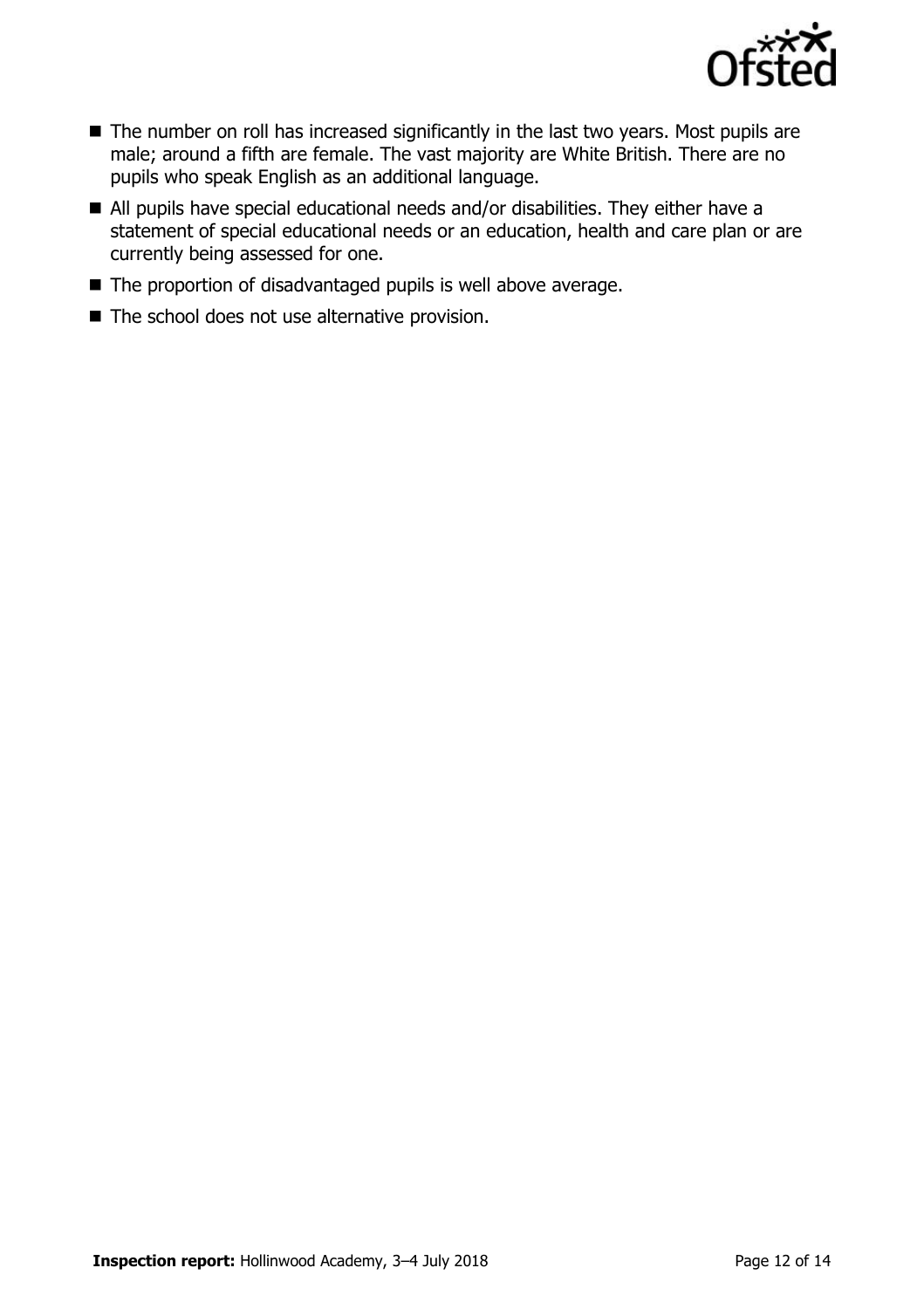- The number on roll has increased significantly in the last two years. Most pupils are male; around a fifth are female. The vast majority are White British. There are no pupils who speak English as an additional language.
- All pupils have special educational needs and/or disabilities. They either have a statement of special educational needs or an education, health and care plan or are currently being assessed for one.
- The proportion of disadvantaged pupils is well above average.
- The school does not use alternative provision.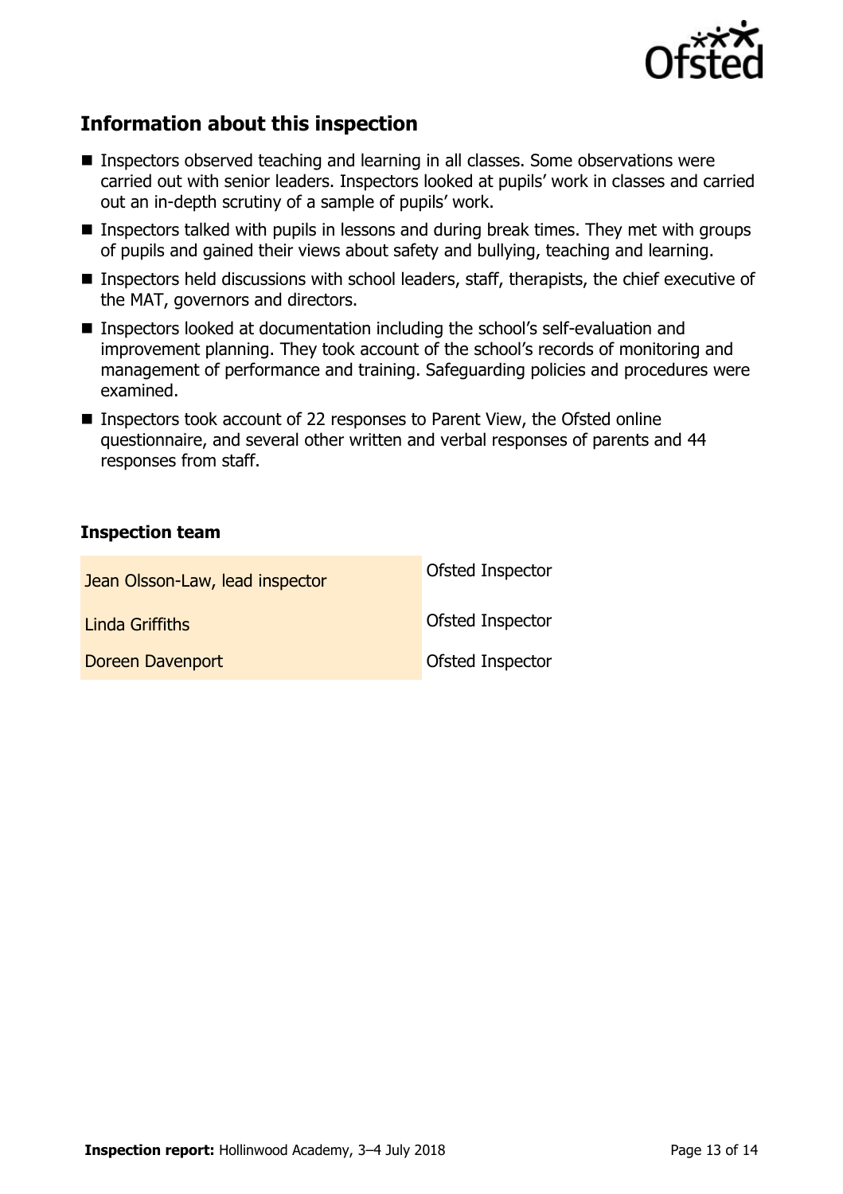## Information about this inspection

- Inspectors observed teaching and learning in all classes. Some observations were carried out with senior leaders. Inspectors looked at pupils' work in classes and carried out an in-depth scrutiny of a sample of pupils' work.
- Inspectors talked with pupils in lessons and during break times. They met with groups of pupils and gained their views about safety and bullying, teaching and learning.
- Inspectors held discussions with school leaders, staff, therapists, the chief executive of the MAT, governors and directors.
- Inspectors looked at documentation including the school's self-evaluation and improvement planning. They took account of the school's records of monitoring and management of performance and training. Safeguarding policies and procedures were examined.
- Inspectors took account of 22 responses to Parent View, the Ofsted online questionnaire, and several other written and verbal responses of parents and 44 responses from staff.

### Inspection team

| | |
|---|---|
| Jean Olsson-Law, lead inspector | Ofsted Inspector |
| Linda Griffiths | Ofsted Inspector |
| Doreen Davenport | Ofsted Inspector |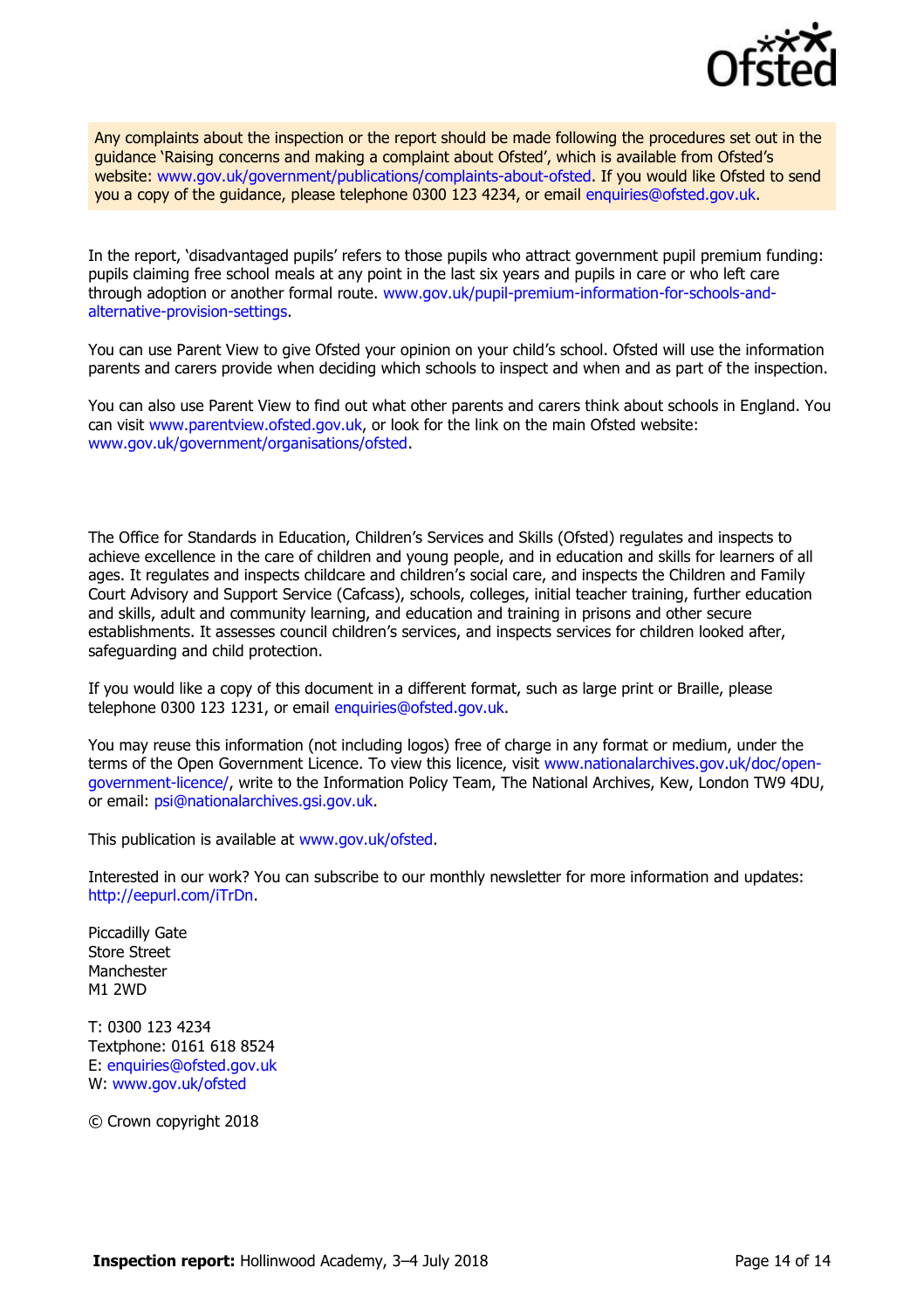Any complaints about the inspection or the report should be made following the procedures set out in the guidance 'Raising concerns and making a complaint about Ofsted', which is available from Ofsted's website: www.gov.uk/government/publications/complaints-about-ofsted. If you would like Ofsted to send you a copy of the guidance, please telephone 0300 123 4234, or email enquiries@ofsted.gov.uk.

In the report, 'disadvantaged pupils' refers to those pupils who attract government pupil premium funding: pupils claiming free school meals at any point in the last six years and pupils in care or who left care through adoption or another formal route. www.gov.uk/pupil-premium-information-for-schools-and-alternative-provision-settings.

You can use Parent View to give Ofsted your opinion on your child's school. Ofsted will use the information parents and carers provide when deciding which schools to inspect and when and as part of the inspection.

You can also use Parent View to find out what other parents and carers think about schools in England. You can visit www.parentview.ofsted.gov.uk, or look for the link on the main Ofsted website: www.gov.uk/government/organisations/ofsted.

The Office for Standards in Education, Children's Services and Skills (Ofsted) regulates and inspects to achieve excellence in the care of children and young people, and in education and skills for learners of all ages. It regulates and inspects childcare and children's social care, and inspects the Children and Family Court Advisory and Support Service (Cafcass), schools, colleges, initial teacher training, further education and skills, adult and community learning, and education and training in prisons and other secure establishments. It assesses council children's services, and inspects services for children looked after, safeguarding and child protection.

If you would like a copy of this document in a different format, such as large print or Braille, please telephone 0300 123 1231, or email enquiries@ofsted.gov.uk.

You may reuse this information (not including logos) free of charge in any format or medium, under the terms of the Open Government Licence. To view this licence, visit www.nationalarchives.gov.uk/doc/open-government-licence/, write to the Information Policy Team, The National Archives, Kew, London TW9 4DU, or email: psi@nationalarchives.gsi.gov.uk.

This publication is available at www.gov.uk/ofsted.

Interested in our work? You can subscribe to our monthly newsletter for more information and updates: http://eepurl.com/iTrDn.

Piccadilly Gate
Store Street
Manchester
M1 2WD

T: 0300 123 4234
Textphone: 0161 618 8524
E: enquiries@ofsted.gov.uk
W: www.gov.uk/ofsted

© Crown copyright 2018